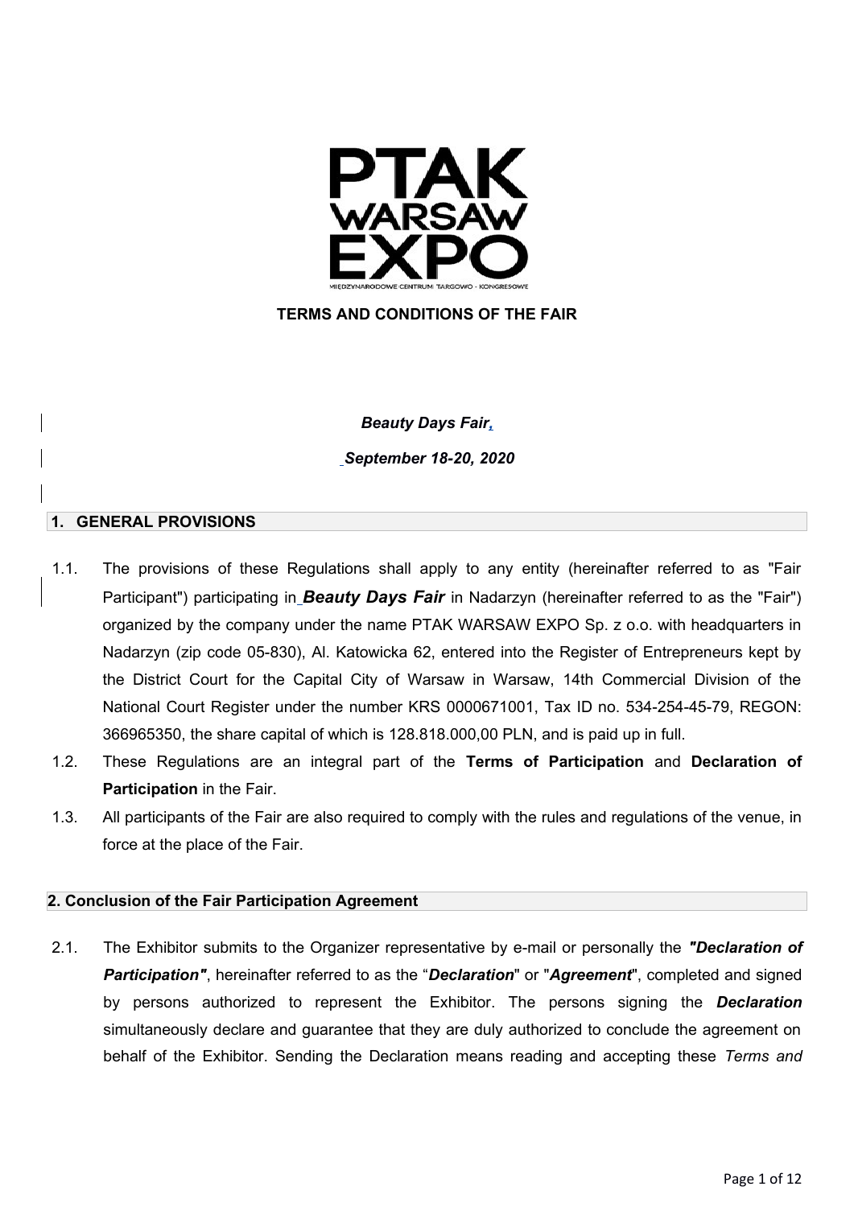PTAK WARSAW EXPO

MIĘDZYNARODOWE CENTRUM TARGOWO - KONGRESOWE

**TERMS AND CONDITIONS OF THE FAIR**

***Beauty Days Fair*,**

***September 18-20, 2020***

## 1. GENERAL PROVISIONS

1.1. The provisions of these Regulations shall apply to any entity (hereinafter referred to as "Fair Participant") participating in ***Beauty Days Fair*** in Nadarzyn (hereinafter referred to as the "Fair") organized by the company under the name PTAK WARSAW EXPO Sp. z o.o. with headquarters in Nadarzyn (zip code 05-830), Al. Katowicka 62, entered into the Register of Entrepreneurs kept by the District Court for the Capital City of Warsaw in Warsaw, 14th Commercial Division of the National Court Register under the number KRS 0000671001, Tax ID no. 534-254-45-79, REGON: 366965350, the share capital of which is 128.818.000,00 PLN, and is paid up in full.

1.2. These Regulations are an integral part of the **Terms of Participation** and **Declaration of Participation** in the Fair.

1.3. All participants of the Fair are also required to comply with the rules and regulations of the venue, in force at the place of the Fair.

## 2. Conclusion of the Fair Participation Agreement

2.1. The Exhibitor submits to the Organizer representative by e-mail or personally the ***"Declaration of Participation"***, hereinafter referred to as the "***Declaration***" or "***Agreement***", completed and signed by persons authorized to represent the Exhibitor. The persons signing the ***Declaration*** simultaneously declare and guarantee that they are duly authorized to conclude the agreement on behalf of the Exhibitor. Sending the Declaration means reading and accepting these *Terms and*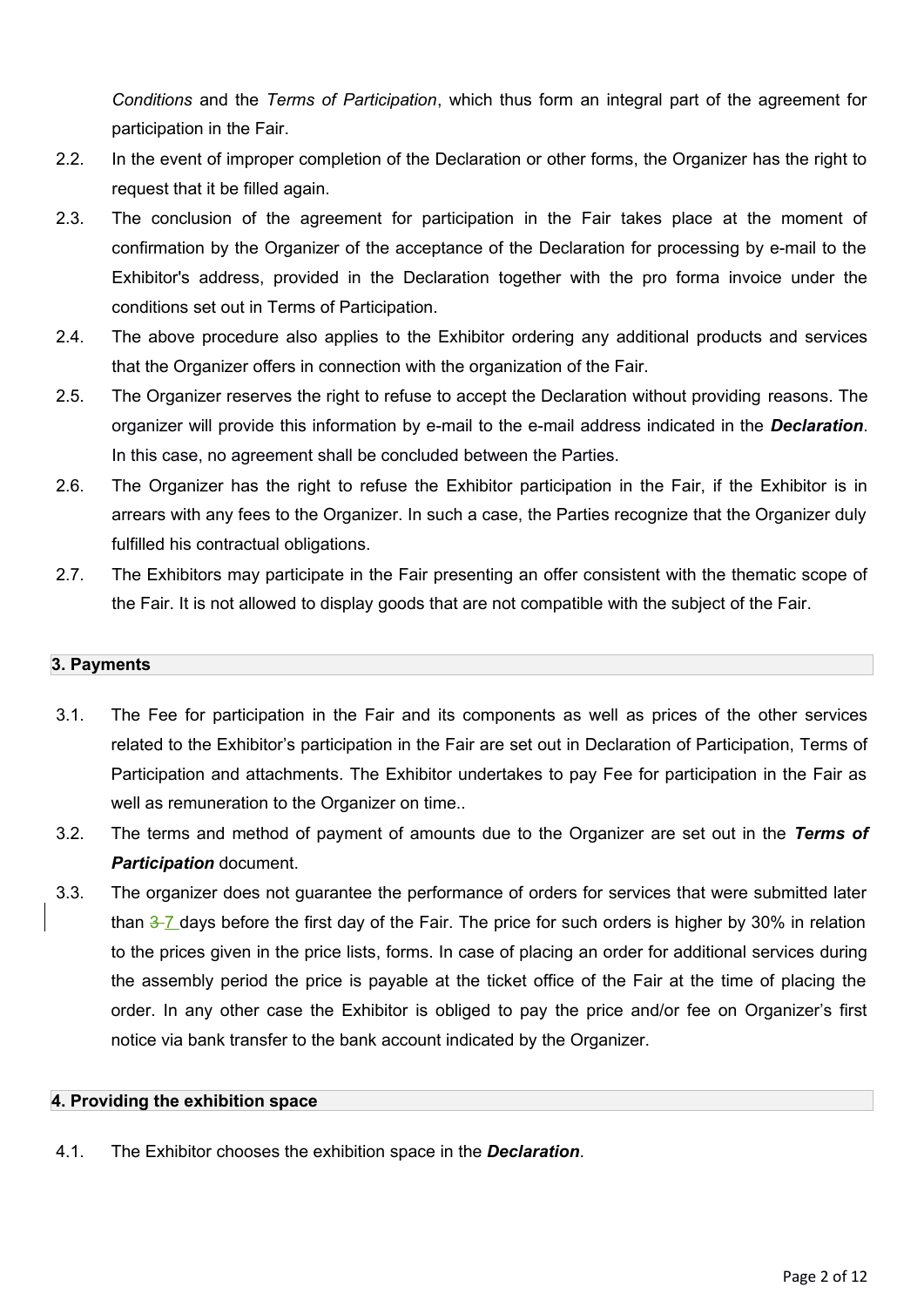Conditions and the *Terms of Participation*, which thus form an integral part of the agreement for participation in the Fair.

2.2. In the event of improper completion of the Declaration or other forms, the Organizer has the right to request that it be filled again.

2.3. The conclusion of the agreement for participation in the Fair takes place at the moment of confirmation by the Organizer of the acceptance of the Declaration for processing by e-mail to the Exhibitor's address, provided in the Declaration together with the pro forma invoice under the conditions set out in Terms of Participation.

2.4. The above procedure also applies to the Exhibitor ordering any additional products and services that the Organizer offers in connection with the organization of the Fair.

2.5. The Organizer reserves the right to refuse to accept the Declaration without providing reasons. The organizer will provide this information by e-mail to the e-mail address indicated in the ***Declaration***. In this case, no agreement shall be concluded between the Parties.

2.6. The Organizer has the right to refuse the Exhibitor participation in the Fair, if the Exhibitor is in arrears with any fees to the Organizer. In such a case, the Parties recognize that the Organizer duly fulfilled his contractual obligations.

2.7. The Exhibitors may participate in the Fair presenting an offer consistent with the thematic scope of the Fair. It is not allowed to display goods that are not compatible with the subject of the Fair.

## 3. Payments

3.1. The Fee for participation in the Fair and its components as well as prices of the other services related to the Exhibitor's participation in the Fair are set out in Declaration of Participation, Terms of Participation and attachments. The Exhibitor undertakes to pay Fee for participation in the Fair as well as remuneration to the Organizer on time..

3.2. The terms and method of payment of amounts due to the Organizer are set out in the ***Terms of Participation*** document.

3.3. The organizer does not guarantee the performance of orders for services that were submitted later than ~~3~~ 7 days before the first day of the Fair. The price for such orders is higher by 30% in relation to the prices given in the price lists, forms. In case of placing an order for additional services during the assembly period the price is payable at the ticket office of the Fair at the time of placing the order. In any other case the Exhibitor is obliged to pay the price and/or fee on Organizer's first notice via bank transfer to the bank account indicated by the Organizer.

## 4. Providing the exhibition space

4.1. The Exhibitor chooses the exhibition space in the ***Declaration***.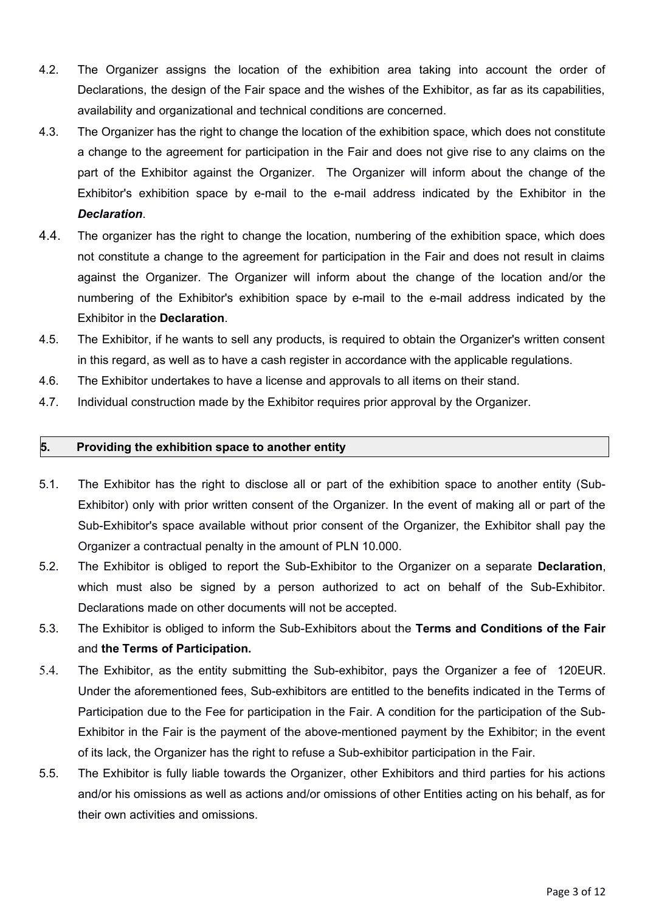4.2. The Organizer assigns the location of the exhibition area taking into account the order of Declarations, the design of the Fair space and the wishes of the Exhibitor, as far as its capabilities, availability and organizational and technical conditions are concerned.

4.3. The Organizer has the right to change the location of the exhibition space, which does not constitute a change to the agreement for participation in the Fair and does not give rise to any claims on the part of the Exhibitor against the Organizer. The Organizer will inform about the change of the Exhibitor's exhibition space by e-mail to the e-mail address indicated by the Exhibitor in the ***Declaration***.

4.4. The organizer has the right to change the location, numbering of the exhibition space, which does not constitute a change to the agreement for participation in the Fair and does not result in claims against the Organizer. The Organizer will inform about the change of the location and/or the numbering of the Exhibitor's exhibition space by e-mail to the e-mail address indicated by the Exhibitor in the **Declaration**.

4.5. The Exhibitor, if he wants to sell any products, is required to obtain the Organizer's written consent in this regard, as well as to have a cash register in accordance with the applicable regulations.

4.6. The Exhibitor undertakes to have a license and approvals to all items on their stand.

4.7. Individual construction made by the Exhibitor requires prior approval by the Organizer.

## 5. Providing the exhibition space to another entity

5.1. The Exhibitor has the right to disclose all or part of the exhibition space to another entity (Sub-Exhibitor) only with prior written consent of the Organizer. In the event of making all or part of the Sub-Exhibitor's space available without prior consent of the Organizer, the Exhibitor shall pay the Organizer a contractual penalty in the amount of PLN 10.000.

5.2. The Exhibitor is obliged to report the Sub-Exhibitor to the Organizer on a separate **Declaration**, which must also be signed by a person authorized to act on behalf of the Sub-Exhibitor. Declarations made on other documents will not be accepted.

5.3. The Exhibitor is obliged to inform the Sub-Exhibitors about the **Terms and Conditions of the Fair** and **the Terms of Participation.**

5.4. The Exhibitor, as the entity submitting the Sub-exhibitor, pays the Organizer a fee of 120EUR. Under the aforementioned fees, Sub-exhibitors are entitled to the benefits indicated in the Terms of Participation due to the Fee for participation in the Fair. A condition for the participation of the Sub-Exhibitor in the Fair is the payment of the above-mentioned payment by the Exhibitor; in the event of its lack, the Organizer has the right to refuse a Sub-exhibitor participation in the Fair.

5.5. The Exhibitor is fully liable towards the Organizer, other Exhibitors and third parties for his actions and/or his omissions as well as actions and/or omissions of other Entities acting on his behalf, as for their own activities and omissions.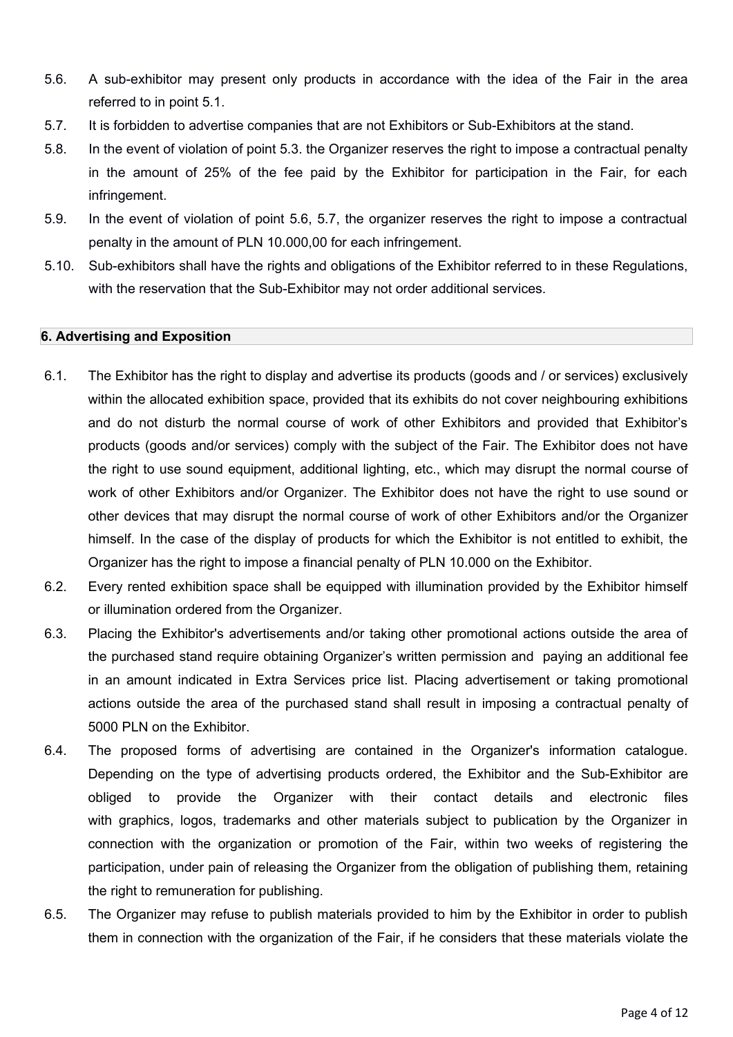5.6. A sub-exhibitor may present only products in accordance with the idea of the Fair in the area referred to in point 5.1.

5.7. It is forbidden to advertise companies that are not Exhibitors or Sub-Exhibitors at the stand.

5.8. In the event of violation of point 5.3. the Organizer reserves the right to impose a contractual penalty in the amount of 25% of the fee paid by the Exhibitor for participation in the Fair, for each infringement.

5.9. In the event of violation of point 5.6, 5.7, the organizer reserves the right to impose a contractual penalty in the amount of PLN 10.000,00 for each infringement.

5.10. Sub-exhibitors shall have the rights and obligations of the Exhibitor referred to in these Regulations, with the reservation that the Sub-Exhibitor may not order additional services.

## 6. Advertising and Exposition

6.1. The Exhibitor has the right to display and advertise its products (goods and / or services) exclusively within the allocated exhibition space, provided that its exhibits do not cover neighbouring exhibitions and do not disturb the normal course of work of other Exhibitors and provided that Exhibitor's products (goods and/or services) comply with the subject of the Fair. The Exhibitor does not have the right to use sound equipment, additional lighting, etc., which may disrupt the normal course of work of other Exhibitors and/or Organizer. The Exhibitor does not have the right to use sound or other devices that may disrupt the normal course of work of other Exhibitors and/or the Organizer himself. In the case of the display of products for which the Exhibitor is not entitled to exhibit, the Organizer has the right to impose a financial penalty of PLN 10.000 on the Exhibitor.

6.2. Every rented exhibition space shall be equipped with illumination provided by the Exhibitor himself or illumination ordered from the Organizer.

6.3. Placing the Exhibitor's advertisements and/or taking other promotional actions outside the area of the purchased stand require obtaining Organizer's written permission and paying an additional fee in an amount indicated in Extra Services price list. Placing advertisement or taking promotional actions outside the area of the purchased stand shall result in imposing a contractual penalty of 5000 PLN on the Exhibitor.

6.4. The proposed forms of advertising are contained in the Organizer's information catalogue. Depending on the type of advertising products ordered, the Exhibitor and the Sub-Exhibitor are obliged to provide the Organizer with their contact details and electronic files with graphics, logos, trademarks and other materials subject to publication by the Organizer in connection with the organization or promotion of the Fair, within two weeks of registering the participation, under pain of releasing the Organizer from the obligation of publishing them, retaining the right to remuneration for publishing.

6.5. The Organizer may refuse to publish materials provided to him by the Exhibitor in order to publish them in connection with the organization of the Fair, if he considers that these materials violate the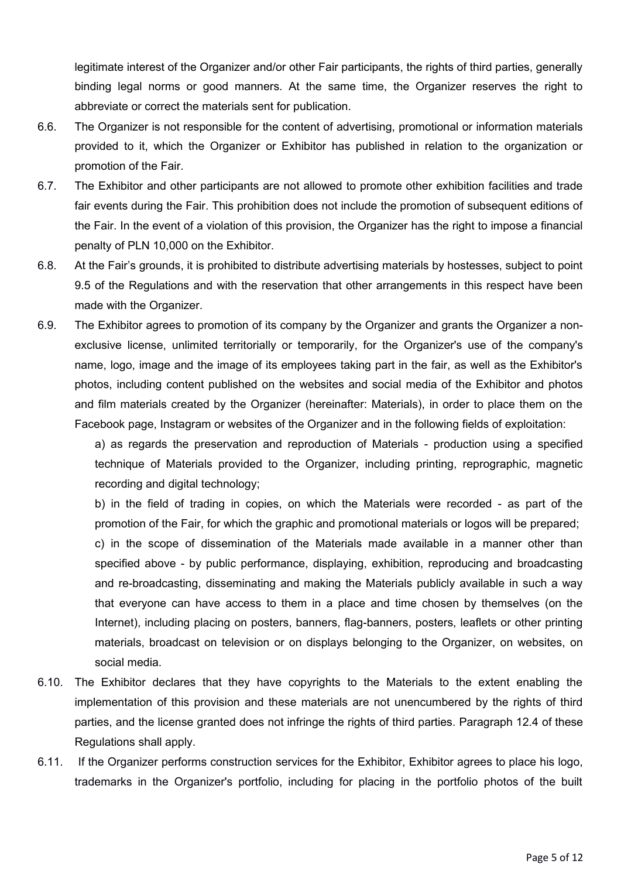legitimate interest of the Organizer and/or other Fair participants, the rights of third parties, generally binding legal norms or good manners. At the same time, the Organizer reserves the right to abbreviate or correct the materials sent for publication.

6.6. The Organizer is not responsible for the content of advertising, promotional or information materials provided to it, which the Organizer or Exhibitor has published in relation to the organization or promotion of the Fair.

6.7. The Exhibitor and other participants are not allowed to promote other exhibition facilities and trade fair events during the Fair. This prohibition does not include the promotion of subsequent editions of the Fair. In the event of a violation of this provision, the Organizer has the right to impose a financial penalty of PLN 10,000 on the Exhibitor.

6.8. At the Fair's grounds, it is prohibited to distribute advertising materials by hostesses, subject to point 9.5 of the Regulations and with the reservation that other arrangements in this respect have been made with the Organizer.

6.9. The Exhibitor agrees to promotion of its company by the Organizer and grants the Organizer a non-exclusive license, unlimited territorially or temporarily, for the Organizer's use of the company's name, logo, image and the image of its employees taking part in the fair, as well as the Exhibitor's photos, including content published on the websites and social media of the Exhibitor and photos and film materials created by the Organizer (hereinafter: Materials), in order to place them on the Facebook page, Instagram or websites of the Organizer and in the following fields of exploitation:

a) as regards the preservation and reproduction of Materials - production using a specified technique of Materials provided to the Organizer, including printing, reprographic, magnetic recording and digital technology;

b) in the field of trading in copies, on which the Materials were recorded - as part of the promotion of the Fair, for which the graphic and promotional materials or logos will be prepared;

c) in the scope of dissemination of the Materials made available in a manner other than specified above - by public performance, displaying, exhibition, reproducing and broadcasting and re-broadcasting, disseminating and making the Materials publicly available in such a way that everyone can have access to them in a place and time chosen by themselves (on the Internet), including placing on posters, banners, flag-banners, posters, leaflets or other printing materials, broadcast on television or on displays belonging to the Organizer, on websites, on social media.

6.10. The Exhibitor declares that they have copyrights to the Materials to the extent enabling the implementation of this provision and these materials are not unencumbered by the rights of third parties, and the license granted does not infringe the rights of third parties. Paragraph 12.4 of these Regulations shall apply.

6.11. If the Organizer performs construction services for the Exhibitor, Exhibitor agrees to place his logo, trademarks in the Organizer's portfolio, including for placing in the portfolio photos of the built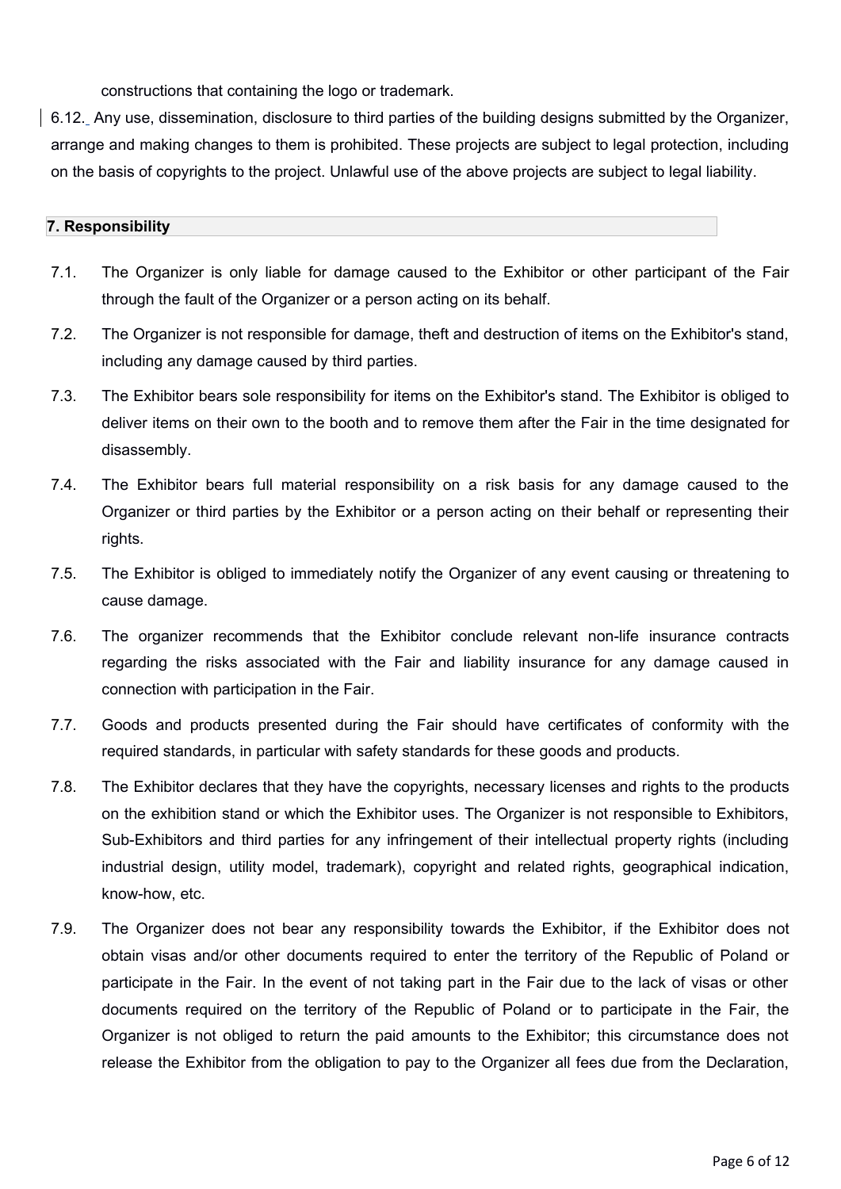constructions that containing the logo or trademark.

6.12. Any use, dissemination, disclosure to third parties of the building designs submitted by the Organizer, arrange and making changes to them is prohibited. These projects are subject to legal protection, including on the basis of copyrights to the project. Unlawful use of the above projects are subject to legal liability.

## 7. Responsibility

7.1. The Organizer is only liable for damage caused to the Exhibitor or other participant of the Fair through the fault of the Organizer or a person acting on its behalf.

7.2. The Organizer is not responsible for damage, theft and destruction of items on the Exhibitor's stand, including any damage caused by third parties.

7.3. The Exhibitor bears sole responsibility for items on the Exhibitor's stand. The Exhibitor is obliged to deliver items on their own to the booth and to remove them after the Fair in the time designated for disassembly.

7.4. The Exhibitor bears full material responsibility on a risk basis for any damage caused to the Organizer or third parties by the Exhibitor or a person acting on their behalf or representing their rights.

7.5. The Exhibitor is obliged to immediately notify the Organizer of any event causing or threatening to cause damage.

7.6. The organizer recommends that the Exhibitor conclude relevant non-life insurance contracts regarding the risks associated with the Fair and liability insurance for any damage caused in connection with participation in the Fair.

7.7. Goods and products presented during the Fair should have certificates of conformity with the required standards, in particular with safety standards for these goods and products.

7.8. The Exhibitor declares that they have the copyrights, necessary licenses and rights to the products on the exhibition stand or which the Exhibitor uses. The Organizer is not responsible to Exhibitors, Sub-Exhibitors and third parties for any infringement of their intellectual property rights (including industrial design, utility model, trademark), copyright and related rights, geographical indication, know-how, etc.

7.9. The Organizer does not bear any responsibility towards the Exhibitor, if the Exhibitor does not obtain visas and/or other documents required to enter the territory of the Republic of Poland or participate in the Fair. In the event of not taking part in the Fair due to the lack of visas or other documents required on the territory of the Republic of Poland or to participate in the Fair, the Organizer is not obliged to return the paid amounts to the Exhibitor; this circumstance does not release the Exhibitor from the obligation to pay to the Organizer all fees due from the Declaration,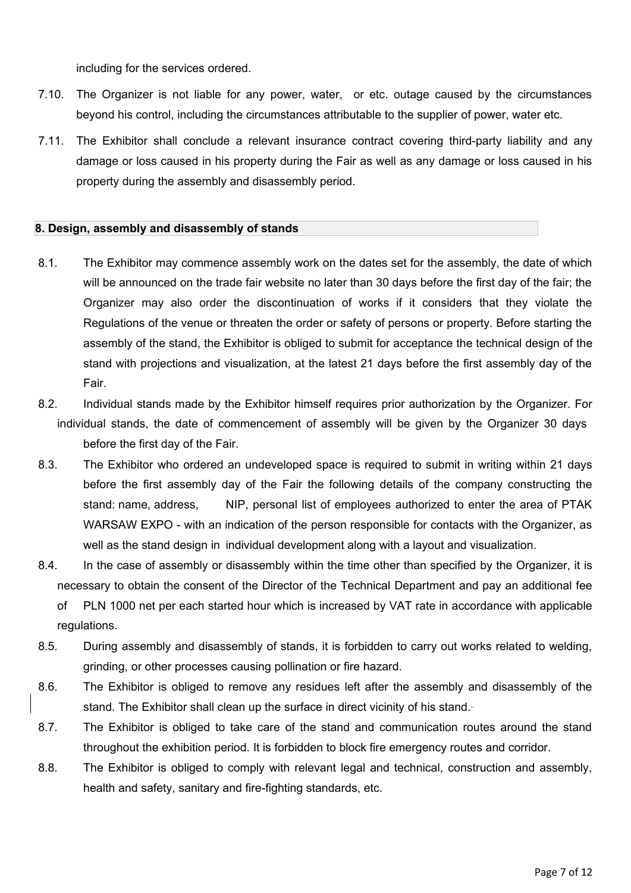including for the services ordered.

7.10. The Organizer is not liable for any power, water, or etc. outage caused by the circumstances beyond his control, including the circumstances attributable to the supplier of power, water etc.

7.11. The Exhibitor shall conclude a relevant insurance contract covering third-party liability and any damage or loss caused in his property during the Fair as well as any damage or loss caused in his property during the assembly and disassembly period.

## 8. Design, assembly and disassembly of stands

8.1. The Exhibitor may commence assembly work on the dates set for the assembly, the date of which will be announced on the trade fair website no later than 30 days before the first day of the fair; the Organizer may also order the discontinuation of works if it considers that they violate the Regulations of the venue or threaten the order or safety of persons or property. Before starting the assembly of the stand, the Exhibitor is obliged to submit for acceptance the technical design of the stand with projections and visualization, at the latest 21 days before the first assembly day of the Fair.

8.2. Individual stands made by the Exhibitor himself requires prior authorization by the Organizer. For individual stands, the date of commencement of assembly will be given by the Organizer 30 days before the first day of the Fair.

8.3. The Exhibitor who ordered an undeveloped space is required to submit in writing within 21 days before the first assembly day of the Fair the following details of the company constructing the stand: name, address, NIP, personal list of employees authorized to enter the area of PTAK WARSAW EXPO - with an indication of the person responsible for contacts with the Organizer, as well as the stand design in individual development along with a layout and visualization.

8.4. In the case of assembly or disassembly within the time other than specified by the Organizer, it is necessary to obtain the consent of the Director of the Technical Department and pay an additional fee of PLN 1000 net per each started hour which is increased by VAT rate in accordance with applicable regulations.

8.5. During assembly and disassembly of stands, it is forbidden to carry out works related to welding, grinding, or other processes causing pollination or fire hazard.

8.6. The Exhibitor is obliged to remove any residues left after the assembly and disassembly of the stand. The Exhibitor shall clean up the surface in direct vicinity of his stand.

8.7. The Exhibitor is obliged to take care of the stand and communication routes around the stand throughout the exhibition period. It is forbidden to block fire emergency routes and corridor.

8.8. The Exhibitor is obliged to comply with relevant legal and technical, construction and assembly, health and safety, sanitary and fire-fighting standards, etc.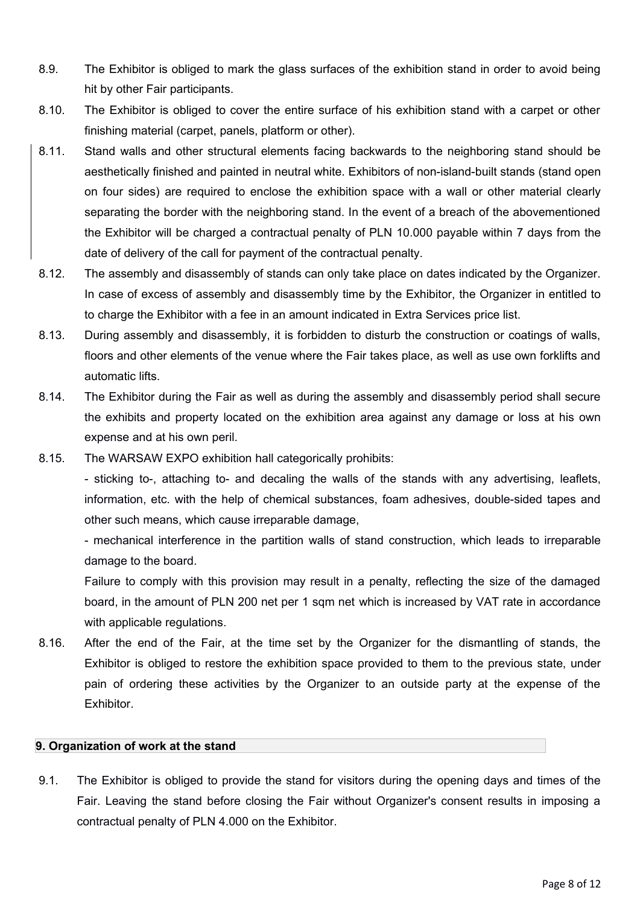8.9. The Exhibitor is obliged to mark the glass surfaces of the exhibition stand in order to avoid being hit by other Fair participants.

8.10. The Exhibitor is obliged to cover the entire surface of his exhibition stand with a carpet or other finishing material (carpet, panels, platform or other).

8.11. Stand walls and other structural elements facing backwards to the neighboring stand should be aesthetically finished and painted in neutral white. Exhibitors of non-island-built stands (stand open on four sides) are required to enclose the exhibition space with a wall or other material clearly separating the border with the neighboring stand. In the event of a breach of the abovementioned the Exhibitor will be charged a contractual penalty of PLN 10.000 payable within 7 days from the date of delivery of the call for payment of the contractual penalty.

8.12. The assembly and disassembly of stands can only take place on dates indicated by the Organizer. In case of excess of assembly and disassembly time by the Exhibitor, the Organizer in entitled to to charge the Exhibitor with a fee in an amount indicated in Extra Services price list.

8.13. During assembly and disassembly, it is forbidden to disturb the construction or coatings of walls, floors and other elements of the venue where the Fair takes place, as well as use own forklifts and automatic lifts.

8.14. The Exhibitor during the Fair as well as during the assembly and disassembly period shall secure the exhibits and property located on the exhibition area against any damage or loss at his own expense and at his own peril.

8.15. The WARSAW EXPO exhibition hall categorically prohibits:

- sticking to-, attaching to- and decaling the walls of the stands with any advertising, leaflets, information, etc. with the help of chemical substances, foam adhesives, double-sided tapes and other such means, which cause irreparable damage,
- mechanical interference in the partition walls of stand construction, which leads to irreparable damage to the board.

Failure to comply with this provision may result in a penalty, reflecting the size of the damaged board, in the amount of PLN 200 net per 1 sqm net which is increased by VAT rate in accordance with applicable regulations.

8.16. After the end of the Fair, at the time set by the Organizer for the dismantling of stands, the Exhibitor is obliged to restore the exhibition space provided to them to the previous state, under pain of ordering these activities by the Organizer to an outside party at the expense of the Exhibitor.

## 9. Organization of work at the stand

9.1. The Exhibitor is obliged to provide the stand for visitors during the opening days and times of the Fair. Leaving the stand before closing the Fair without Organizer's consent results in imposing a contractual penalty of PLN 4.000 on the Exhibitor.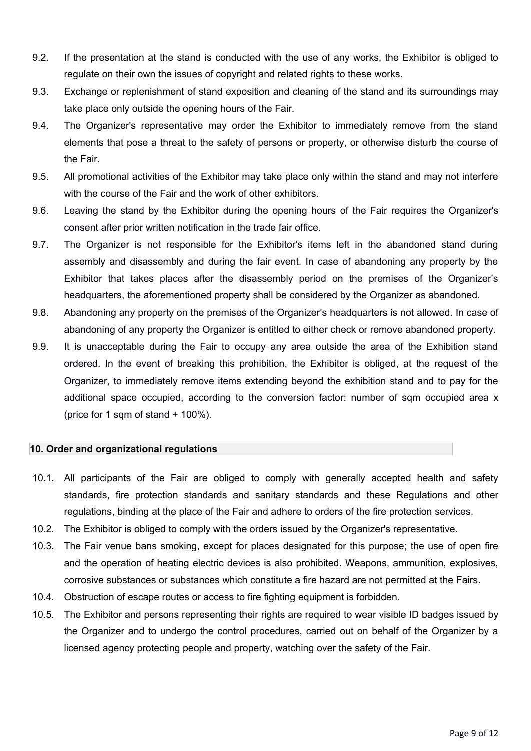9.2. If the presentation at the stand is conducted with the use of any works, the Exhibitor is obliged to regulate on their own the issues of copyright and related rights to these works.

9.3. Exchange or replenishment of stand exposition and cleaning of the stand and its surroundings may take place only outside the opening hours of the Fair.

9.4. The Organizer's representative may order the Exhibitor to immediately remove from the stand elements that pose a threat to the safety of persons or property, or otherwise disturb the course of the Fair.

9.5. All promotional activities of the Exhibitor may take place only within the stand and may not interfere with the course of the Fair and the work of other exhibitors.

9.6. Leaving the stand by the Exhibitor during the opening hours of the Fair requires the Organizer's consent after prior written notification in the trade fair office.

9.7. The Organizer is not responsible for the Exhibitor's items left in the abandoned stand during assembly and disassembly and during the fair event. In case of abandoning any property by the Exhibitor that takes places after the disassembly period on the premises of the Organizer's headquarters, the aforementioned property shall be considered by the Organizer as abandoned.

9.8. Abandoning any property on the premises of the Organizer's headquarters is not allowed. In case of abandoning of any property the Organizer is entitled to either check or remove abandoned property.

9.9. It is unacceptable during the Fair to occupy any area outside the area of the Exhibition stand ordered. In the event of breaking this prohibition, the Exhibitor is obliged, at the request of the Organizer, to immediately remove items extending beyond the exhibition stand and to pay for the additional space occupied, according to the conversion factor: number of sqm occupied area x (price for 1 sqm of stand + 100%).

## 10. Order and organizational regulations

10.1. All participants of the Fair are obliged to comply with generally accepted health and safety standards, fire protection standards and sanitary standards and these Regulations and other regulations, binding at the place of the Fair and adhere to orders of the fire protection services.

10.2. The Exhibitor is obliged to comply with the orders issued by the Organizer's representative.

10.3. The Fair venue bans smoking, except for places designated for this purpose; the use of open fire and the operation of heating electric devices is also prohibited. Weapons, ammunition, explosives, corrosive substances or substances which constitute a fire hazard are not permitted at the Fairs.

10.4. Obstruction of escape routes or access to fire fighting equipment is forbidden.

10.5. The Exhibitor and persons representing their rights are required to wear visible ID badges issued by the Organizer and to undergo the control procedures, carried out on behalf of the Organizer by a licensed agency protecting people and property, watching over the safety of the Fair.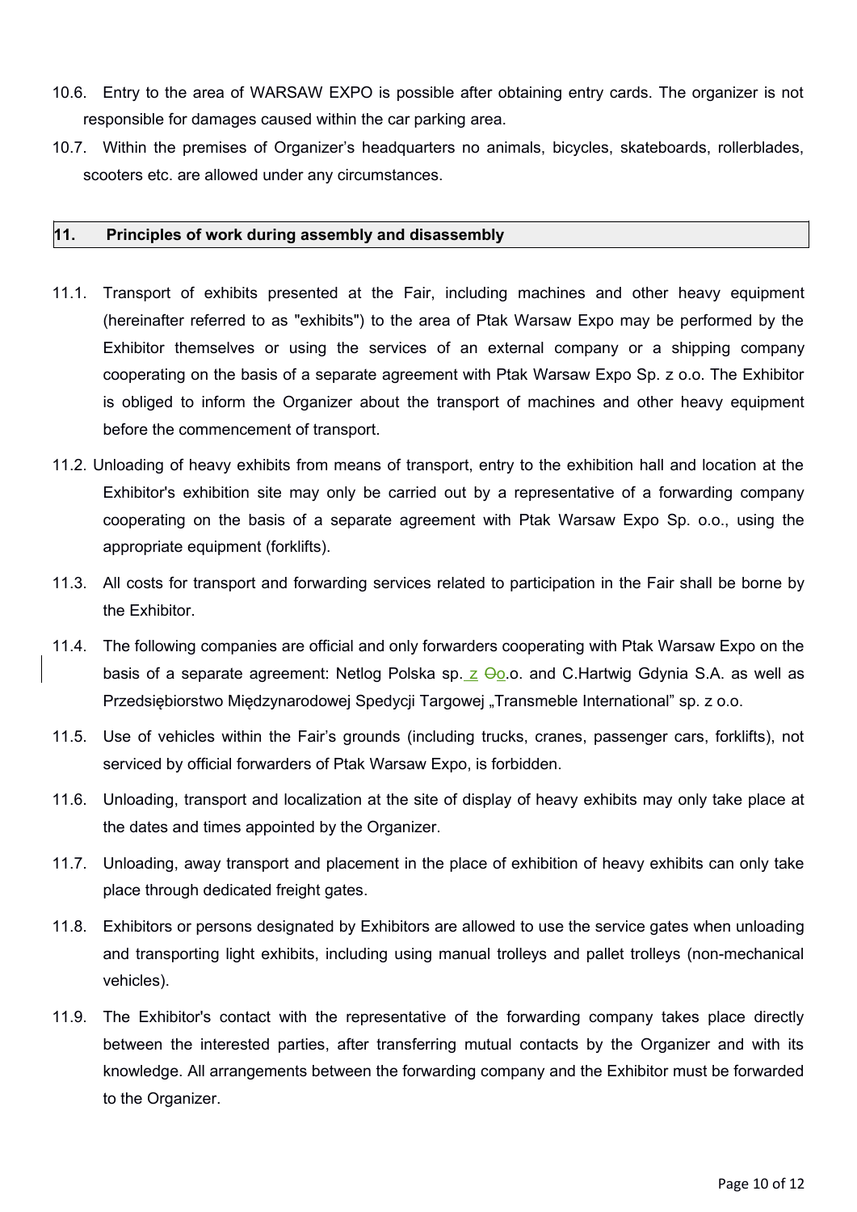10.6. Entry to the area of WARSAW EXPO is possible after obtaining entry cards. The organizer is not responsible for damages caused within the car parking area.

10.7. Within the premises of Organizer's headquarters no animals, bicycles, skateboards, rollerblades, scooters etc. are allowed under any circumstances.

## 11. Principles of work during assembly and disassembly

11.1. Transport of exhibits presented at the Fair, including machines and other heavy equipment (hereinafter referred to as "exhibits") to the area of Ptak Warsaw Expo may be performed by the Exhibitor themselves or using the services of an external company or a shipping company cooperating on the basis of a separate agreement with Ptak Warsaw Expo Sp. z o.o. The Exhibitor is obliged to inform the Organizer about the transport of machines and other heavy equipment before the commencement of transport.

11.2. Unloading of heavy exhibits from means of transport, entry to the exhibition hall and location at the Exhibitor's exhibition site may only be carried out by a representative of a forwarding company cooperating on the basis of a separate agreement with Ptak Warsaw Expo Sp. o.o., using the appropriate equipment (forklifts).

11.3. All costs for transport and forwarding services related to participation in the Fair shall be borne by the Exhibitor.

11.4. The following companies are official and only forwarders cooperating with Ptak Warsaw Expo on the basis of a separate agreement: Netlog Polska sp. z o.o. and C.Hartwig Gdynia S.A. as well as Przedsiębiorstwo Międzynarodowej Spedycji Targowej „Transmeble International" sp. z o.o.

11.5. Use of vehicles within the Fair's grounds (including trucks, cranes, passenger cars, forklifts), not serviced by official forwarders of Ptak Warsaw Expo, is forbidden.

11.6. Unloading, transport and localization at the site of display of heavy exhibits may only take place at the dates and times appointed by the Organizer.

11.7. Unloading, away transport and placement in the place of exhibition of heavy exhibits can only take place through dedicated freight gates.

11.8. Exhibitors or persons designated by Exhibitors are allowed to use the service gates when unloading and transporting light exhibits, including using manual trolleys and pallet trolleys (non-mechanical vehicles).

11.9. The Exhibitor's contact with the representative of the forwarding company takes place directly between the interested parties, after transferring mutual contacts by the Organizer and with its knowledge. All arrangements between the forwarding company and the Exhibitor must be forwarded to the Organizer.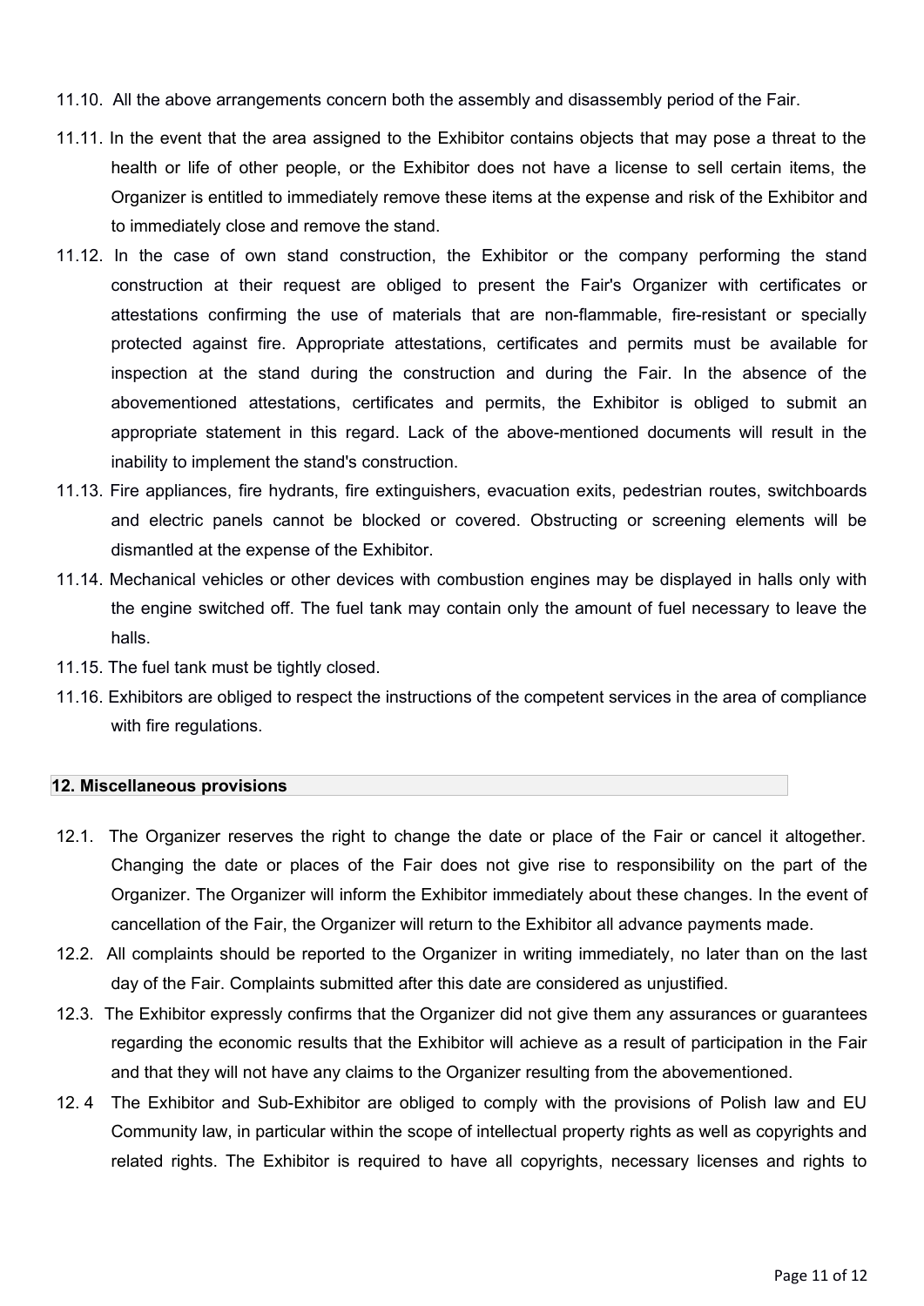11.10. All the above arrangements concern both the assembly and disassembly period of the Fair.

11.11. In the event that the area assigned to the Exhibitor contains objects that may pose a threat to the health or life of other people, or the Exhibitor does not have a license to sell certain items, the Organizer is entitled to immediately remove these items at the expense and risk of the Exhibitor and to immediately close and remove the stand.

11.12. In the case of own stand construction, the Exhibitor or the company performing the stand construction at their request are obliged to present the Fair's Organizer with certificates or attestations confirming the use of materials that are non-flammable, fire-resistant or specially protected against fire. Appropriate attestations, certificates and permits must be available for inspection at the stand during the construction and during the Fair. In the absence of the abovementioned attestations, certificates and permits, the Exhibitor is obliged to submit an appropriate statement in this regard. Lack of the above-mentioned documents will result in the inability to implement the stand's construction.

11.13. Fire appliances, fire hydrants, fire extinguishers, evacuation exits, pedestrian routes, switchboards and electric panels cannot be blocked or covered. Obstructing or screening elements will be dismantled at the expense of the Exhibitor.

11.14. Mechanical vehicles or other devices with combustion engines may be displayed in halls only with the engine switched off. The fuel tank may contain only the amount of fuel necessary to leave the halls.

11.15. The fuel tank must be tightly closed.

11.16. Exhibitors are obliged to respect the instructions of the competent services in the area of compliance with fire regulations.

## 12. Miscellaneous provisions

12.1. The Organizer reserves the right to change the date or place of the Fair or cancel it altogether. Changing the date or places of the Fair does not give rise to responsibility on the part of the Organizer. The Organizer will inform the Exhibitor immediately about these changes. In the event of cancellation of the Fair, the Organizer will return to the Exhibitor all advance payments made.

12.2. All complaints should be reported to the Organizer in writing immediately, no later than on the last day of the Fair. Complaints submitted after this date are considered as unjustified.

12.3. The Exhibitor expressly confirms that the Organizer did not give them any assurances or guarantees regarding the economic results that the Exhibitor will achieve as a result of participation in the Fair and that they will not have any claims to the Organizer resulting from the abovementioned.

12. 4 The Exhibitor and Sub-Exhibitor are obliged to comply with the provisions of Polish law and EU Community law, in particular within the scope of intellectual property rights as well as copyrights and related rights. The Exhibitor is required to have all copyrights, necessary licenses and rights to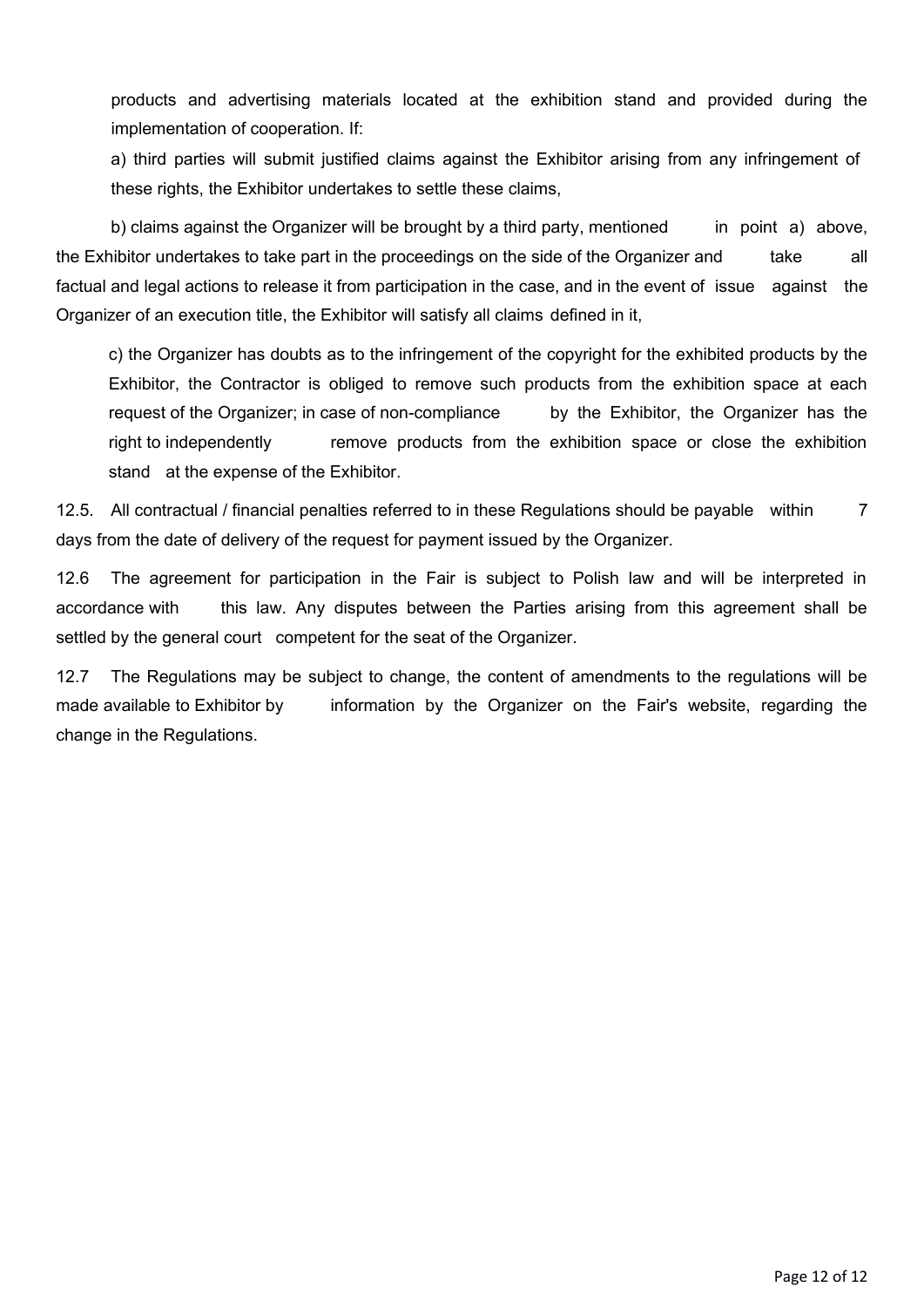products and advertising materials located at the exhibition stand and provided during the implementation of cooperation. If:

a) third parties will submit justified claims against the Exhibitor arising from any infringement of these rights, the Exhibitor undertakes to settle these claims,

b) claims against the Organizer will be brought by a third party, mentioned in point a) above, the Exhibitor undertakes to take part in the proceedings on the side of the Organizer and take all factual and legal actions to release it from participation in the case, and in the event of issue against the Organizer of an execution title, the Exhibitor will satisfy all claims defined in it,

c) the Organizer has doubts as to the infringement of the copyright for the exhibited products by the Exhibitor, the Contractor is obliged to remove such products from the exhibition space at each request of the Organizer; in case of non-compliance by the Exhibitor, the Organizer has the right to independently remove products from the exhibition space or close the exhibition stand at the expense of the Exhibitor.

12.5. All contractual / financial penalties referred to in these Regulations should be payable within 7 days from the date of delivery of the request for payment issued by the Organizer.

12.6 The agreement for participation in the Fair is subject to Polish law and will be interpreted in accordance with this law. Any disputes between the Parties arising from this agreement shall be settled by the general court competent for the seat of the Organizer.

12.7 The Regulations may be subject to change, the content of amendments to the regulations will be made available to Exhibitor by information by the Organizer on the Fair's website, regarding the change in the Regulations.